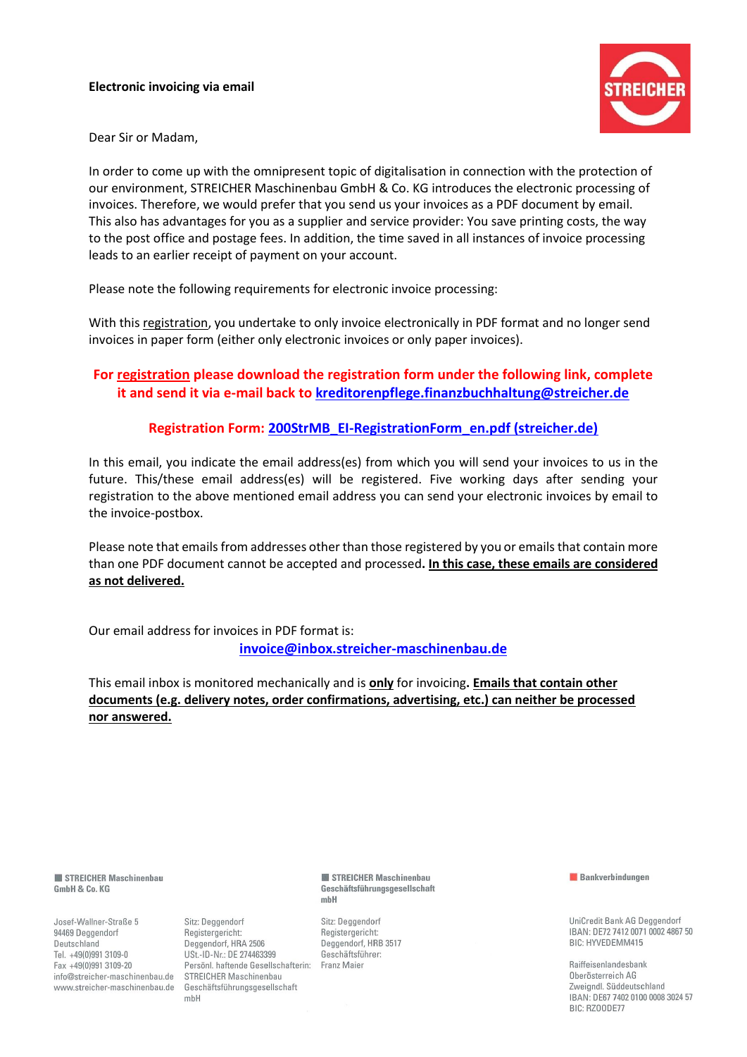**Electronic invoicing via email**

Dear Sir or Madam,

In order to come up with the omnipresent topic of digitalisation in connection with the protection of our environment, STREICHER Maschinenbau GmbH & Co. KG introduces the electronic processing of invoices. Therefore, we would prefer that you send us your invoices as a PDF document by email. This also has advantages for you as a supplier and service provider: You save printing costs, the way to the post office and postage fees. In addition, the time saved in all instances of invoice processing leads to an earlier receipt of payment on your account.

Please note the following requirements for electronic invoice processing:

With this registration, you undertake to only invoice electronically in PDF format and no longer send invoices in paper form (either only electronic invoices or only paper invoices).

**For registration please download the registration form under the following link, complete it and send it via e-mail back to kreditorenpflege.finanzbuchhaltung@streicher.de**

**Registration Form: 200StrMB_EI-RegistrationForm_en.pdf (streicher.de)**

In this email, you indicate the email address(es) from which you will send your invoices to us in the future. This/these email address(es) will be registered. Five working days after sending your registration to the above mentioned email address you can send your electronic invoices by email to the invoice-postbox.

Please note that emails from addresses other than those registered by you or emails that contain more than one PDF document cannot be accepted and processed**. In this case, these emails are considered as not delivered.**

Our email address for invoices in PDF format is:

invoice@inbox.streicher-maschinenbau.de

This email inbox is monitored mechanically and is **only** for invoicing**. Emails that contain other documents (e.g. delivery notes, order confirmations, advertising, etc.) can neither be processed nor answered.**

**STREICHER Maschinenbau GmbH & Co. KG**

Josef-Wallner-Straße 5
94469 Deggendorf
Deutschland
Tel. +49(0)991 3109-0
Fax +49(0)991 3109-20
info@streicher-maschinenbau.de
www.streicher-maschinenbau.de

Sitz: Deggendorf
Registergericht:
Deggendorf, HRA 2506
USt.-ID-Nr.: DE 274463399
Persönl. haftende Gesellschafterin:
STREICHER Maschinenbau Geschäftsführungsgesellschaft mbH

**STREICHER Maschinenbau Geschäftsführungsgesellschaft mbH**

Sitz: Deggendorf
Registergericht:
Deggendorf, HRB 3517
Geschäftsführer:
Franz Maier

**Bankverbindungen**

UniCredit Bank AG Deggendorf
IBAN: DE72 7412 0071 0002 4867 50
BIC: HYVEDEMM415

Raiffeisenlandesbank Oberösterreich AG
Zweigndl. Süddeutschland
IBAN: DE67 7402 0100 0008 3024 57
BIC: RZOODE77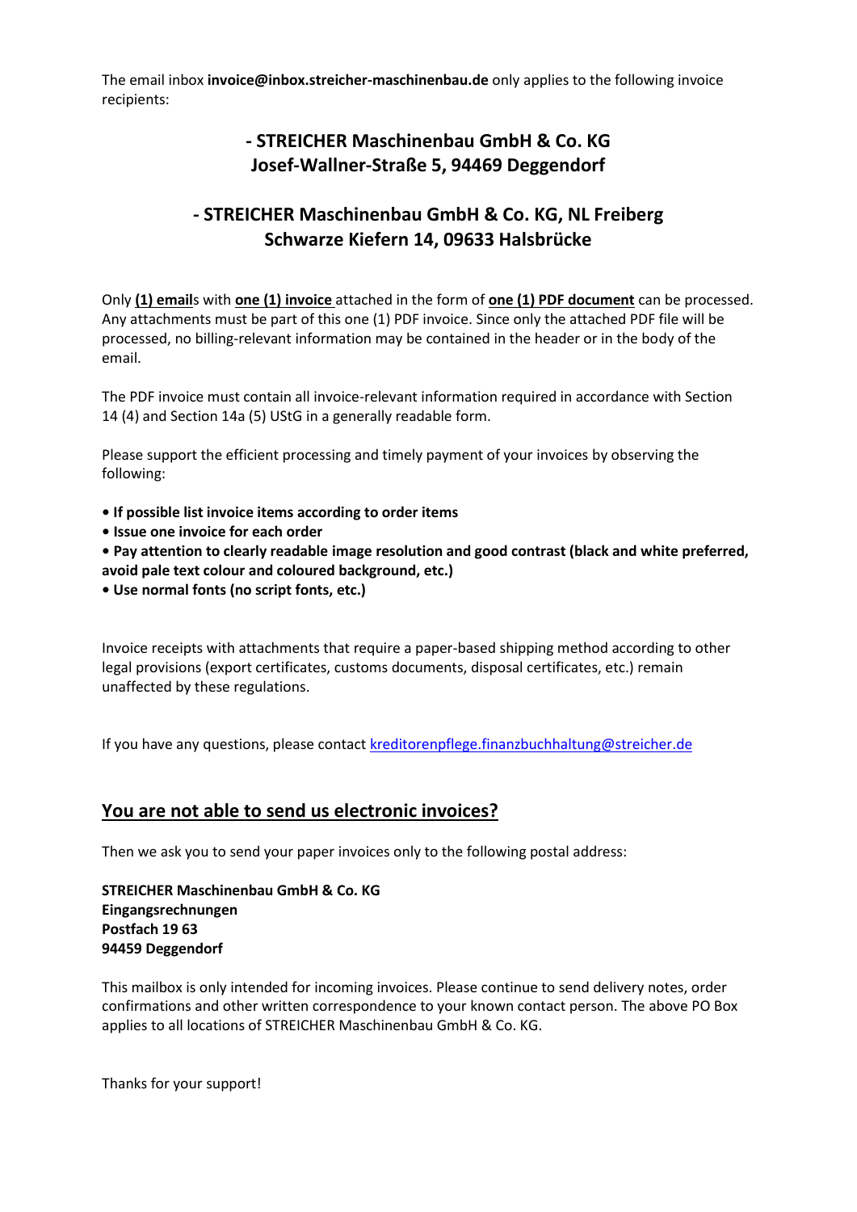The email inbox **invoice@inbox.streicher-maschinenbau.de** only applies to the following invoice recipients:

**- STREICHER Maschinenbau GmbH & Co. KG**
**Josef-Wallner-Straße 5, 94469 Deggendorf**

**- STREICHER Maschinenbau GmbH & Co. KG, NL Freiberg**
**Schwarze Kiefern 14, 09633 Halsbrücke**

Only **(1) email**s with **one (1) invoice** attached in the form of **one (1) PDF document** can be processed. Any attachments must be part of this one (1) PDF invoice. Since only the attached PDF file will be processed, no billing-relevant information may be contained in the header or in the body of the email.

The PDF invoice must contain all invoice-relevant information required in accordance with Section 14 (4) and Section 14a (5) UStG in a generally readable form.

Please support the efficient processing and timely payment of your invoices by observing the following:

- **If possible list invoice items according to order items**
- **Issue one invoice for each order**
- **Pay attention to clearly readable image resolution and good contrast (black and white preferred, avoid pale text colour and coloured background, etc.)**
- **Use normal fonts (no script fonts, etc.)**

Invoice receipts with attachments that require a paper-based shipping method according to other legal provisions (export certificates, customs documents, disposal certificates, etc.) remain unaffected by these regulations.

If you have any questions, please contact kreditorenpflege.finanzbuchhaltung@streicher.de

## You are not able to send us electronic invoices?

Then we ask you to send your paper invoices only to the following postal address:

**STREICHER Maschinenbau GmbH & Co. KG**
**Eingangsrechnungen**
**Postfach 19 63**
**94459 Deggendorf**

This mailbox is only intended for incoming invoices. Please continue to send delivery notes, order confirmations and other written correspondence to your known contact person. The above PO Box applies to all locations of STREICHER Maschinenbau GmbH & Co. KG.

Thanks for your support!